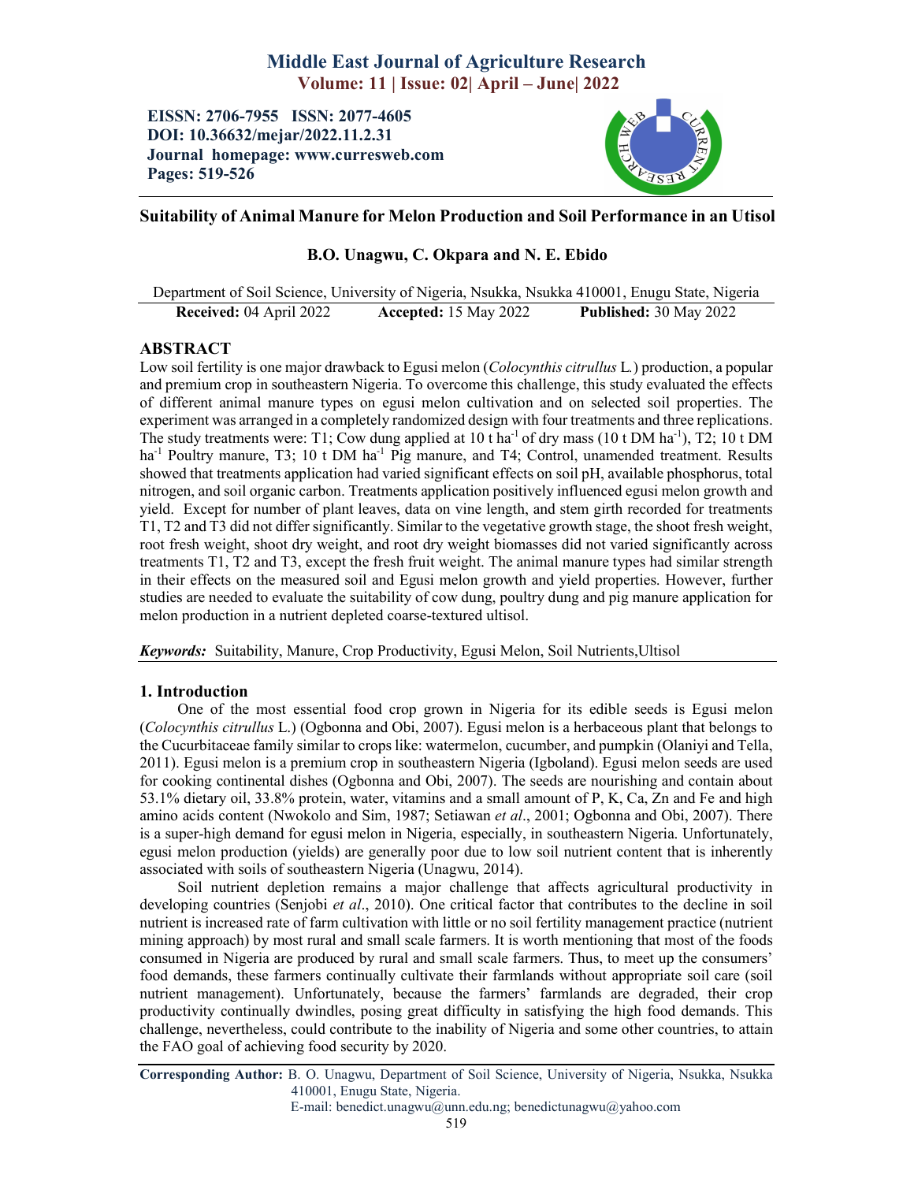# Suitability of Animal Manure for Melon Production and Soil Performance in an Utisol

**B.O. Unagwu, C. Okpara and N. E. Ebido**

Department of Soil Science, University of Nigeria, Nsukka, Nsukka 410001, Enugu State, Nigeria

**Received:** 04 April 2022 **Accepted:** 15 May 2022 **Published:** 30 May 2022

## ABSTRACT

Low soil fertility is one major drawback to Egusi melon (*Colocynthis citrullus* L.) production, a popular and premium crop in southeastern Nigeria. To overcome this challenge, this study evaluated the effects of different animal manure types on egusi melon cultivation and on selected soil properties. The experiment was arranged in a completely randomized design with four treatments and three replications. The study treatments were: T1; Cow dung applied at 10 t ha$^{-1}$ of dry mass (10 t DM ha$^{-1}$), T2; 10 t DM ha$^{-1}$ Poultry manure, T3; 10 t DM ha$^{-1}$ Pig manure, and T4; Control, unamended treatment. Results showed that treatments application had varied significant effects on soil pH, available phosphorus, total nitrogen, and soil organic carbon. Treatments application positively influenced egusi melon growth and yield. Except for number of plant leaves, data on vine length, and stem girth recorded for treatments T1, T2 and T3 did not differ significantly. Similar to the vegetative growth stage, the shoot fresh weight, root fresh weight, shoot dry weight, and root dry weight biomasses did not varied significantly across treatments T1, T2 and T3, except the fresh fruit weight. The animal manure types had similar strength in their effects on the measured soil and Egusi melon growth and yield properties. However, further studies are needed to evaluate the suitability of cow dung, poultry dung and pig manure application for melon production in a nutrient depleted coarse-textured ultisol.

***Keywords:*** Suitability, Manure, Crop Productivity, Egusi Melon, Soil Nutrients,Ultisol

## 1. Introduction

One of the most essential food crop grown in Nigeria for its edible seeds is Egusi melon (*Colocynthis citrullus* L.) (Ogbonna and Obi, 2007). Egusi melon is a herbaceous plant that belongs to the Cucurbitaceae family similar to crops like: watermelon, cucumber, and pumpkin (Olaniyi and Tella, 2011). Egusi melon is a premium crop in southeastern Nigeria (Igboland). Egusi melon seeds are used for cooking continental dishes (Ogbonna and Obi, 2007). The seeds are nourishing and contain about 53.1% dietary oil, 33.8% protein, water, vitamins and a small amount of P, K, Ca, Zn and Fe and high amino acids content (Nwokolo and Sim, 1987; Setiawan *et al*., 2001; Ogbonna and Obi, 2007). There is a super-high demand for egusi melon in Nigeria, especially, in southeastern Nigeria. Unfortunately, egusi melon production (yields) are generally poor due to low soil nutrient content that is inherently associated with soils of southeastern Nigeria (Unagwu, 2014).

Soil nutrient depletion remains a major challenge that affects agricultural productivity in developing countries (Senjobi *et al*., 2010). One critical factor that contributes to the decline in soil nutrient is increased rate of farm cultivation with little or no soil fertility management practice (nutrient mining approach) by most rural and small scale farmers. It is worth mentioning that most of the foods consumed in Nigeria are produced by rural and small scale farmers. Thus, to meet up the consumers' food demands, these farmers continually cultivate their farmlands without appropriate soil care (soil nutrient management). Unfortunately, because the farmers' farmlands are degraded, their crop productivity continually dwindles, posing great difficulty in satisfying the high food demands. This challenge, nevertheless, could contribute to the inability of Nigeria and some other countries, to attain the FAO goal of achieving food security by 2020.

**Corresponding Author:** B. O. Unagwu, Department of Soil Science, University of Nigeria, Nsukka, Nsukka 410001, Enugu State, Nigeria.
E-mail: benedict.unagwu@unn.edu.ng; benedictunagwu@yahoo.com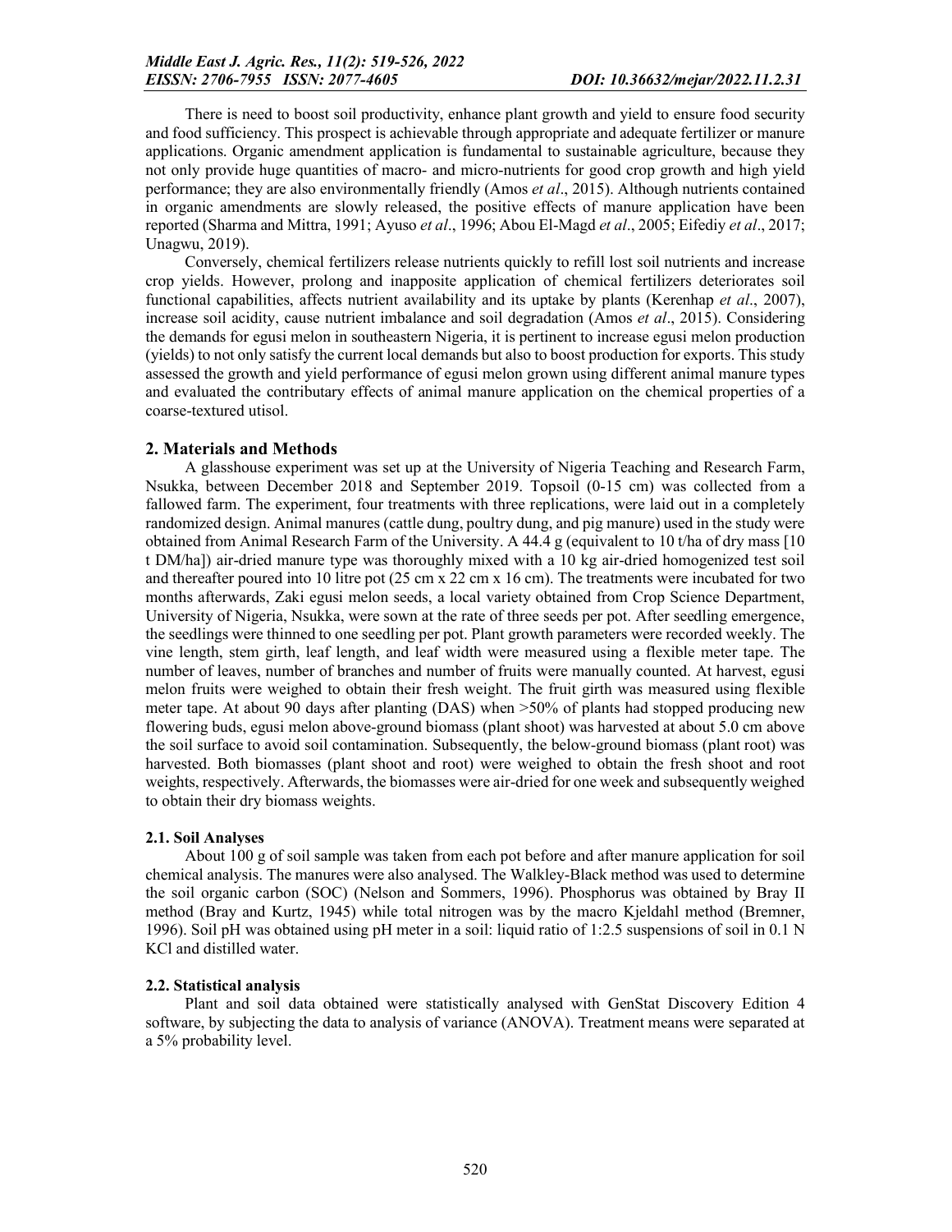There is need to boost soil productivity, enhance plant growth and yield to ensure food security and food sufficiency. This prospect is achievable through appropriate and adequate fertilizer or manure applications. Organic amendment application is fundamental to sustainable agriculture, because they not only provide huge quantities of macro- and micro-nutrients for good crop growth and high yield performance; they are also environmentally friendly (Amos *et al*., 2015). Although nutrients contained in organic amendments are slowly released, the positive effects of manure application have been reported (Sharma and Mittra, 1991; Ayuso *et al*., 1996; Abou El-Magd *et al*., 2005; Eifediy *et al*., 2017; Unagwu, 2019).

Conversely, chemical fertilizers release nutrients quickly to refill lost soil nutrients and increase crop yields. However, prolong and inapposite application of chemical fertilizers deteriorates soil functional capabilities, affects nutrient availability and its uptake by plants (Kerenhap *et al*., 2007), increase soil acidity, cause nutrient imbalance and soil degradation (Amos *et al*., 2015). Considering the demands for egusi melon in southeastern Nigeria, it is pertinent to increase egusi melon production (yields) to not only satisfy the current local demands but also to boost production for exports. This study assessed the growth and yield performance of egusi melon grown using different animal manure types and evaluated the contributary effects of animal manure application on the chemical properties of a coarse-textured utisol.

## 2. Materials and Methods

A glasshouse experiment was set up at the University of Nigeria Teaching and Research Farm, Nsukka, between December 2018 and September 2019. Topsoil (0-15 cm) was collected from a fallowed farm. The experiment, four treatments with three replications, were laid out in a completely randomized design. Animal manures (cattle dung, poultry dung, and pig manure) used in the study were obtained from Animal Research Farm of the University. A 44.4 g (equivalent to 10 t/ha of dry mass [10 t DM/ha]) air-dried manure type was thoroughly mixed with a 10 kg air-dried homogenized test soil and thereafter poured into 10 litre pot (25 cm x 22 cm x 16 cm). The treatments were incubated for two months afterwards, Zaki egusi melon seeds, a local variety obtained from Crop Science Department, University of Nigeria, Nsukka, were sown at the rate of three seeds per pot. After seedling emergence, the seedlings were thinned to one seedling per pot. Plant growth parameters were recorded weekly. The vine length, stem girth, leaf length, and leaf width were measured using a flexible meter tape. The number of leaves, number of branches and number of fruits were manually counted. At harvest, egusi melon fruits were weighed to obtain their fresh weight. The fruit girth was measured using flexible meter tape. At about 90 days after planting (DAS) when >50% of plants had stopped producing new flowering buds, egusi melon above-ground biomass (plant shoot) was harvested at about 5.0 cm above the soil surface to avoid soil contamination. Subsequently, the below-ground biomass (plant root) was harvested. Both biomasses (plant shoot and root) were weighed to obtain the fresh shoot and root weights, respectively. Afterwards, the biomasses were air-dried for one week and subsequently weighed to obtain their dry biomass weights.

### 2.1. Soil Analyses

About 100 g of soil sample was taken from each pot before and after manure application for soil chemical analysis. The manures were also analysed. The Walkley-Black method was used to determine the soil organic carbon (SOC) (Nelson and Sommers, 1996). Phosphorus was obtained by Bray II method (Bray and Kurtz, 1945) while total nitrogen was by the macro Kjeldahl method (Bremner, 1996). Soil pH was obtained using pH meter in a soil: liquid ratio of 1:2.5 suspensions of soil in 0.1 N KCl and distilled water.

### 2.2. Statistical analysis

Plant and soil data obtained were statistically analysed with GenStat Discovery Edition 4 software, by subjecting the data to analysis of variance (ANOVA). Treatment means were separated at a 5% probability level.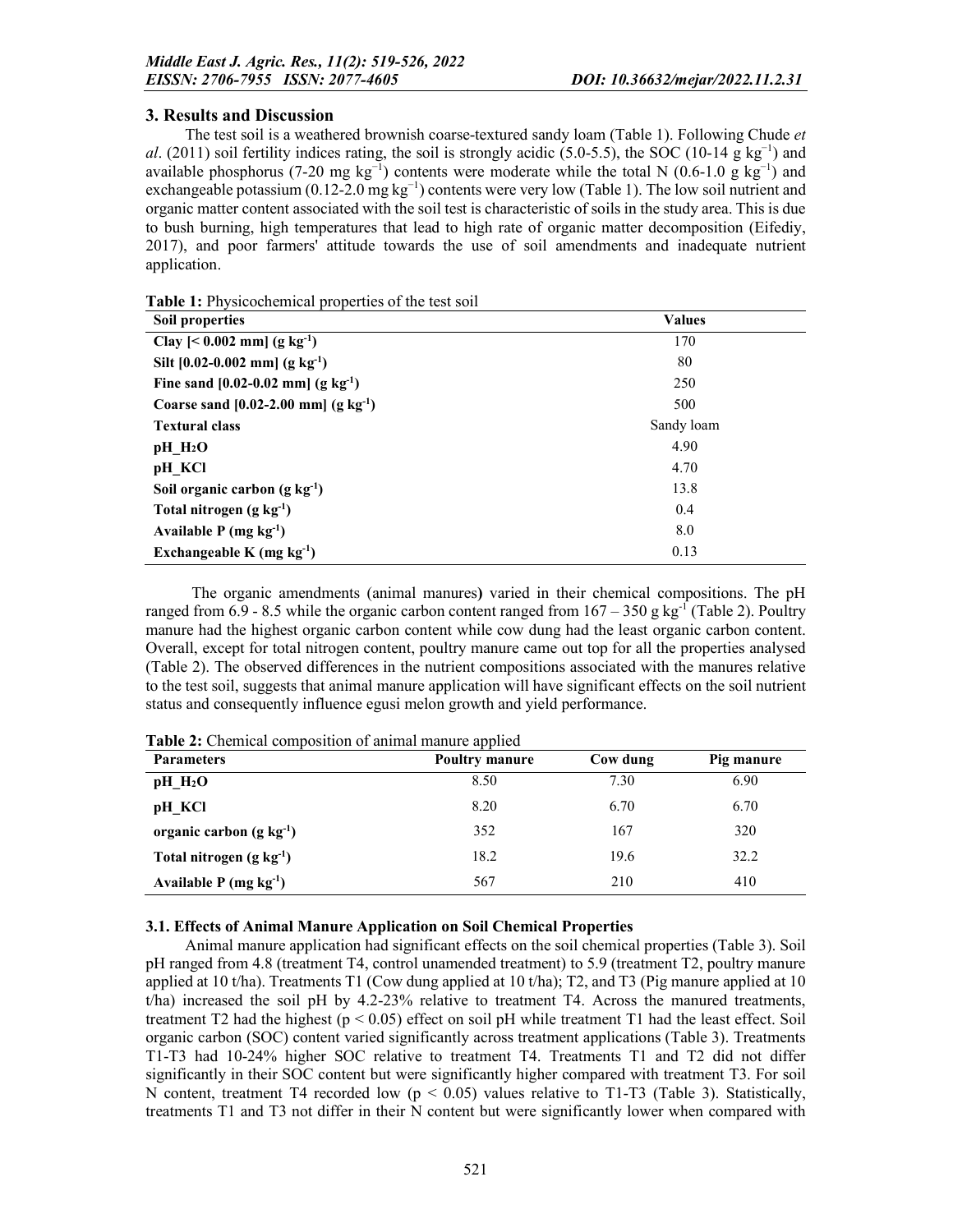## 3. Results and Discussion

The test soil is a weathered brownish coarse-textured sandy loam (Table 1). Following Chude *et al*. (2011) soil fertility indices rating, the soil is strongly acidic (5.0-5.5), the SOC (10-14 g $kg^{-1}$) and available phosphorus (7-20 mg $kg^{-1}$) contents were moderate while the total N (0.6-1.0 g $kg^{-1}$) and exchangeable potassium (0.12-2.0 mg $kg^{-1}$) contents were very low (Table 1). The low soil nutrient and organic matter content associated with the soil test is characteristic of soils in the study area. This is due to bush burning, high temperatures that lead to high rate of organic matter decomposition (Eifediy, 2017), and poor farmers' attitude towards the use of soil amendments and inadequate nutrient application.

**Table 1:** Physicochemical properties of the test soil

| Soil properties | Values |
|---|---|
| **Clay [< 0.002 mm] (g $kg^{-1}$)** | 170 |
| **Silt [0.02-0.002 mm] (g $kg^{-1}$)** | 80 |
| **Fine sand [0.02-0.02 mm] (g $kg^{-1}$)** | 250 |
| **Coarse sand [0.02-2.00 mm] (g $kg^{-1}$)** | 500 |
| **Textural class** | Sandy loam |
| **pH_$H_2O$** | 4.90 |
| **pH_KCl** | 4.70 |
| **Soil organic carbon (g $kg^{-1}$)** | 13.8 |
| **Total nitrogen (g $kg^{-1}$)** | 0.4 |
| **Available P (mg $kg^{-1}$)** | 8.0 |
| **Exchangeable K (mg $kg^{-1}$)** | 0.13 |

The organic amendments (animal manures**)** varied in their chemical compositions. The pH ranged from 6.9 - 8.5 while the organic carbon content ranged from 167 – 350 g $kg^{-1}$ (Table 2). Poultry manure had the highest organic carbon content while cow dung had the least organic carbon content. Overall, except for total nitrogen content, poultry manure came out top for all the properties analysed (Table 2). The observed differences in the nutrient compositions associated with the manures relative to the test soil, suggests that animal manure application will have significant effects on the soil nutrient status and consequently influence egusi melon growth and yield performance.

**Table 2:** Chemical composition of animal manure applied

| Parameters | Poultry manure | Cow dung | Pig manure |
|---|---|---|---|
| **pH_$H_2O$** | 8.50 | 7.30 | 6.90 |
| **pH_KCl** | 8.20 | 6.70 | 6.70 |
| **organic carbon (g $kg^{-1}$)** | 352 | 167 | 320 |
| **Total nitrogen (g $kg^{-1}$)** | 18.2 | 19.6 | 32.2 |
| **Available P (mg $kg^{-1}$)** | 567 | 210 | 410 |

### 3.1. Effects of Animal Manure Application on Soil Chemical Properties

Animal manure application had significant effects on the soil chemical properties (Table 3). Soil pH ranged from 4.8 (treatment T4, control unamended treatment) to 5.9 (treatment T2, poultry manure applied at 10 t/ha). Treatments T1 (Cow dung applied at 10 t/ha); T2, and T3 (Pig manure applied at 10 t/ha) increased the soil pH by 4.2-23% relative to treatment T4. Across the manured treatments, treatment T2 had the highest ($p < 0.05$) effect on soil pH while treatment T1 had the least effect. Soil organic carbon (SOC) content varied significantly across treatment applications (Table 3). Treatments T1-T3 had 10-24% higher SOC relative to treatment T4. Treatments T1 and T2 did not differ significantly in their SOC content but were significantly higher compared with treatment T3. For soil N content, treatment T4 recorded low ($p < 0.05$) values relative to T1-T3 (Table 3). Statistically, treatments T1 and T3 not differ in their N content but were significantly lower when compared with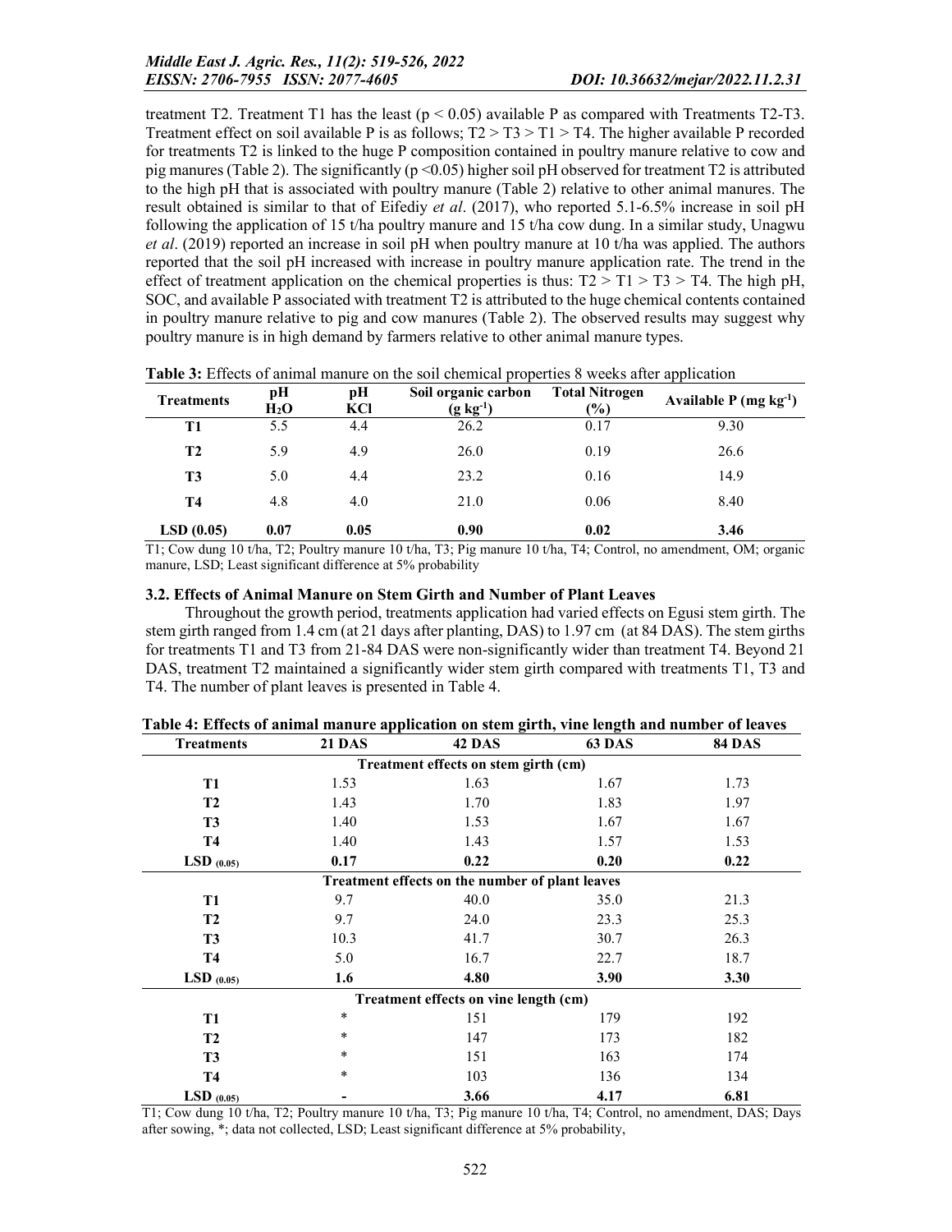treatment T2. Treatment T1 has the least ($p < 0.05$) available P as compared with Treatments T2-T3. Treatment effect on soil available P is as follows; T2 > T3 > T1 > T4. The higher available P recorded for treatments T2 is linked to the huge P composition contained in poultry manure relative to cow and pig manures (Table 2). The significantly ($p < 0.05$) higher soil pH observed for treatment T2 is attributed to the high pH that is associated with poultry manure (Table 2) relative to other animal manures. The result obtained is similar to that of Eifediy *et al*. (2017), who reported 5.1-6.5% increase in soil pH following the application of 15 t/ha poultry manure and 15 t/ha cow dung. In a similar study, Unagwu *et al*. (2019) reported an increase in soil pH when poultry manure at 10 t/ha was applied. The authors reported that the soil pH increased with increase in poultry manure application rate. The trend in the effect of treatment application on the chemical properties is thus: T2 > T1 > T3 > T4. The high pH, SOC, and available P associated with treatment T2 is attributed to the huge chemical contents contained in poultry manure relative to pig and cow manures (Table 2). The observed results may suggest why poultry manure is in high demand by farmers relative to other animal manure types.

**Table 3:** Effects of animal manure on the soil chemical properties 8 weeks after application

| Treatments | pH $H_2O$ | pH KCl | Soil organic carbon ($g\ kg^{-1}$) | Total Nitrogen (%) | Available P ($mg\ kg^{-1}$) |
|---|---|---|---|---|---|
| **T1** | 5.5 | 4.4 | 26.2 | 0.17 | 9.30 |
| **T2** | 5.9 | 4.9 | 26.0 | 0.19 | 26.6 |
| **T3** | 5.0 | 4.4 | 23.2 | 0.16 | 14.9 |
| **T4** | 4.8 | 4.0 | 21.0 | 0.06 | 8.40 |
| **LSD (0.05)** | **0.07** | **0.05** | **0.90** | **0.02** | **3.46** |

T1; Cow dung 10 t/ha, T2; Poultry manure 10 t/ha, T3; Pig manure 10 t/ha, T4; Control, no amendment, OM; organic manure, LSD; Least significant difference at 5% probability

### 3.2. Effects of Animal Manure on Stem Girth and Number of Plant Leaves

Throughout the growth period, treatments application had varied effects on Egusi stem girth. The stem girth ranged from 1.4 cm (at 21 days after planting, DAS) to 1.97 cm (at 84 DAS). The stem girths for treatments T1 and T3 from 21-84 DAS were non-significantly wider than treatment T4. Beyond 21 DAS, treatment T2 maintained a significantly wider stem girth compared with treatments T1, T3 and T4. The number of plant leaves is presented in Table 4.

**Table 4: Effects of animal manure application on stem girth, vine length and number of leaves**

| Treatments | 21 DAS | 42 DAS | 63 DAS | 84 DAS |
|---|---|---|---|---|
| | | **Treatment effects on stem girth (cm)** | | |
| **T1** | 1.53 | 1.63 | 1.67 | 1.73 |
| **T2** | 1.43 | 1.70 | 1.83 | 1.97 |
| **T3** | 1.40 | 1.53 | 1.67 | 1.67 |
| **T4** | 1.40 | 1.43 | 1.57 | 1.53 |
| **LSD $_{(0.05)}$** | **0.17** | **0.22** | **0.20** | **0.22** |
| | | **Treatment effects on the number of plant leaves** | | |
| **T1** | 9.7 | 40.0 | 35.0 | 21.3 |
| **T2** | 9.7 | 24.0 | 23.3 | 25.3 |
| **T3** | 10.3 | 41.7 | 30.7 | 26.3 |
| **T4** | 5.0 | 16.7 | 22.7 | 18.7 |
| **LSD $_{(0.05)}$** | **1.6** | **4.80** | **3.90** | **3.30** |
| | | **Treatment effects on vine length (cm)** | | |
| **T1** | * | 151 | 179 | 192 |
| **T2** | * | 147 | 173 | 182 |
| **T3** | * | 151 | 163 | 174 |
| **T4** | * | 103 | 136 | 134 |
| **LSD $_{(0.05)}$** | **-** | **3.66** | **4.17** | **6.81** |

T1; Cow dung 10 t/ha, T2; Poultry manure 10 t/ha, T3; Pig manure 10 t/ha, T4; Control, no amendment, DAS; Days after sowing, *; data not collected, LSD; Least significant difference at 5% probability,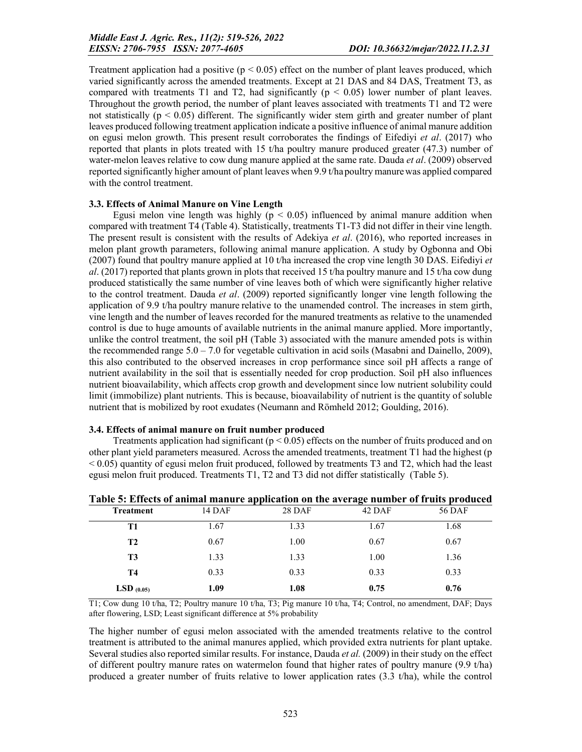Treatment application had a positive ($p < 0.05$) effect on the number of plant leaves produced, which varied significantly across the amended treatments. Except at 21 DAS and 84 DAS, Treatment T3, as compared with treatments T1 and T2, had significantly ($p < 0.05$) lower number of plant leaves. Throughout the growth period, the number of plant leaves associated with treatments T1 and T2 were not statistically ($p < 0.05$) different. The significantly wider stem girth and greater number of plant leaves produced following treatment application indicate a positive influence of animal manure addition on egusi melon growth. This present result corroborates the findings of Eifediyi *et al*. (2017) who reported that plants in plots treated with 15 t/ha poultry manure produced greater (47.3) number of water-melon leaves relative to cow dung manure applied at the same rate. Dauda *et al*. (2009) observed reported significantly higher amount of plant leaves when 9.9 t/ha poultry manure was applied compared with the control treatment.

### 3.3. Effects of Animal Manure on Vine Length

Egusi melon vine length was highly ($p < 0.05$) influenced by animal manure addition when compared with treatment T4 (Table 4). Statistically, treatments T1-T3 did not differ in their vine length. The present result is consistent with the results of Adekiya *et al*. (2016), who reported increases in melon plant growth parameters, following animal manure application. A study by Ogbonna and Obi (2007) found that poultry manure applied at 10 t/ha increased the crop vine length 30 DAS. Eifediyi *et al*. (2017) reported that plants grown in plots that received 15 t/ha poultry manure and 15 t/ha cow dung produced statistically the same number of vine leaves both of which were significantly higher relative to the control treatment. Dauda *et al*. (2009) reported significantly longer vine length following the application of 9.9 t/ha poultry manure relative to the unamended control. The increases in stem girth, vine length and the number of leaves recorded for the manured treatments as relative to the unamended control is due to huge amounts of available nutrients in the animal manure applied. More importantly, unlike the control treatment, the soil pH (Table 3) associated with the manure amended pots is within the recommended range 5.0 – 7.0 for vegetable cultivation in acid soils (Masabni and Dainello, 2009), this also contributed to the observed increases in crop performance since soil pH affects a range of nutrient availability in the soil that is essentially needed for crop production. Soil pH also influences nutrient bioavailability, which affects crop growth and development since low nutrient solubility could limit (immobilize) plant nutrients. This is because, bioavailability of nutrient is the quantity of soluble nutrient that is mobilized by root exudates (Neumann and Römheld 2012; Goulding, 2016).

### 3.4. Effects of animal manure on fruit number produced

Treatments application had significant ($p < 0.05$) effects on the number of fruits produced and on other plant yield parameters measured. Across the amended treatments, treatment T1 had the highest ($p < 0.05$) quantity of egusi melon fruit produced, followed by treatments T3 and T2, which had the least egusi melon fruit produced. Treatments T1, T2 and T3 did not differ statistically (Table 5).

**Table 5: Effects of animal manure application on the average number of fruits produced**

| Treatment | 14 DAF | 28 DAF | 42 DAF | 56 DAF |
|---|---|---|---|---|
| **T1** | 1.67 | 1.33 | 1.67 | 1.68 |
| **T2** | 0.67 | 1.00 | 0.67 | 0.67 |
| **T3** | 1.33 | 1.33 | 1.00 | 1.36 |
| **T4** | 0.33 | 0.33 | 0.33 | 0.33 |
| **LSD $_{(0.05)}$** | **1.09** | **1.08** | **0.75** | **0.76** |

T1; Cow dung 10 t/ha, T2; Poultry manure 10 t/ha, T3; Pig manure 10 t/ha, T4; Control, no amendment, DAF; Days after flowering, LSD; Least significant difference at 5% probability

The higher number of egusi melon associated with the amended treatments relative to the control treatment is attributed to the animal manures applied, which provided extra nutrients for plant uptake. Several studies also reported similar results. For instance, Dauda *et al.* (2009) in their study on the effect of different poultry manure rates on watermelon found that higher rates of poultry manure (9.9 t/ha) produced a greater number of fruits relative to lower application rates (3.3 t/ha), while the control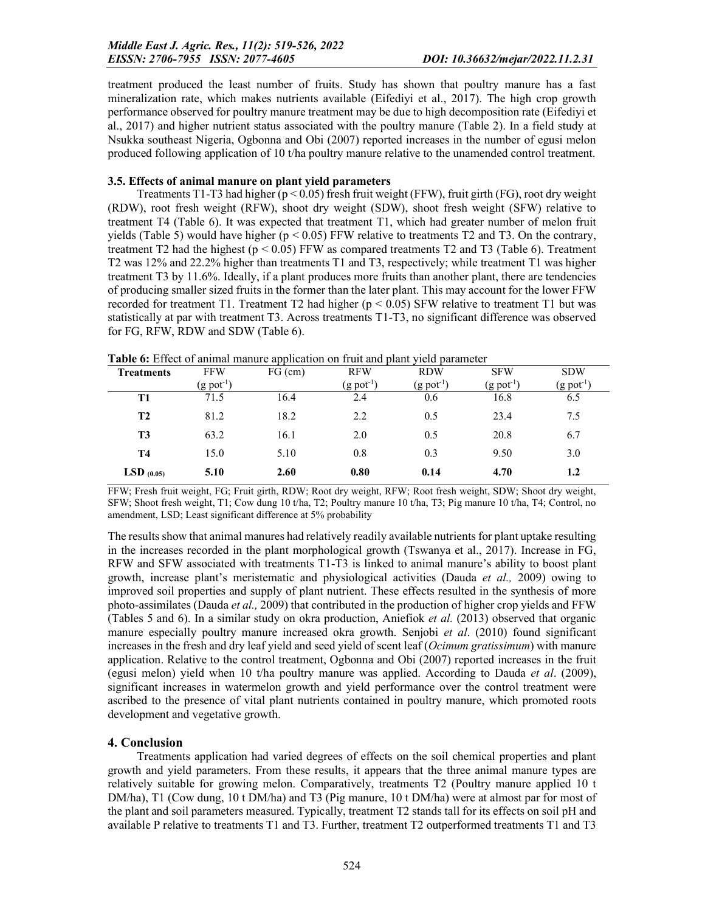treatment produced the least number of fruits. Study has shown that poultry manure has a fast mineralization rate, which makes nutrients available (Eifediyi et al., 2017). The high crop growth performance observed for poultry manure treatment may be due to high decomposition rate (Eifediyi et al., 2017) and higher nutrient status associated with the poultry manure (Table 2). In a field study at Nsukka southeast Nigeria, Ogbonna and Obi (2007) reported increases in the number of egusi melon produced following application of 10 t/ha poultry manure relative to the unamended control treatment.

### 3.5. Effects of animal manure on plant yield parameters

Treatments T1-T3 had higher ($p < 0.05$) fresh fruit weight (FFW), fruit girth (FG), root dry weight (RDW), root fresh weight (RFW), shoot dry weight (SDW), shoot fresh weight (SFW) relative to treatment T4 (Table 6). It was expected that treatment T1, which had greater number of melon fruit yields (Table 5) would have higher ($p < 0.05$) FFW relative to treatments T2 and T3. On the contrary, treatment T2 had the highest ($p < 0.05$) FFW as compared treatments T2 and T3 (Table 6). Treatment T2 was 12% and 22.2% higher than treatments T1 and T3, respectively; while treatment T1 was higher treatment T3 by 11.6%. Ideally, if a plant produces more fruits than another plant, there are tendencies of producing smaller sized fruits in the former than the later plant. This may account for the lower FFW recorded for treatment T1. Treatment T2 had higher ($p < 0.05$) SFW relative to treatment T1 but was statistically at par with treatment T3. Across treatments T1-T3, no significant difference was observed for FG, RFW, RDW and SDW (Table 6).

**Table 6:** Effect of animal manure application on fruit and plant yield parameter

| Treatments | FFW (g $pot^{-1}$) | FG (cm) | RFW (g $pot^{-1}$) | RDW (g $pot^{-1}$) | SFW (g $pot^{-1}$) | SDW (g $pot^{-1}$) |
|---|---|---|---|---|---|---|
| **T1** | 71.5 | 16.4 | 2.4 | 0.6 | 16.8 | 6.5 |
| **T2** | 81.2 | 18.2 | 2.2 | 0.5 | 23.4 | 7.5 |
| **T3** | 63.2 | 16.1 | 2.0 | 0.5 | 20.8 | 6.7 |
| **T4** | 15.0 | 5.10 | 0.8 | 0.3 | 9.50 | 3.0 |
| **LSD $_{(0.05)}$** | **5.10** | **2.60** | **0.80** | **0.14** | **4.70** | **1.2** |

FFW; Fresh fruit weight, FG; Fruit girth, RDW; Root dry weight, RFW; Root fresh weight, SDW; Shoot dry weight, SFW; Shoot fresh weight, T1; Cow dung 10 t/ha, T2; Poultry manure 10 t/ha, T3; Pig manure 10 t/ha, T4; Control, no amendment, LSD; Least significant difference at 5% probability

The results show that animal manures had relatively readily available nutrients for plant uptake resulting in the increases recorded in the plant morphological growth (Tswanya et al., 2017). Increase in FG, RFW and SFW associated with treatments T1-T3 is linked to animal manure's ability to boost plant growth, increase plant's meristematic and physiological activities (Dauda *et al.,* 2009) owing to improved soil properties and supply of plant nutrient. These effects resulted in the synthesis of more photo-assimilates (Dauda *et al.,* 2009) that contributed in the production of higher crop yields and FFW (Tables 5 and 6). In a similar study on okra production, Aniefiok *et al.* (2013) observed that organic manure especially poultry manure increased okra growth. Senjobi *et al*. (2010) found significant increases in the fresh and dry leaf yield and seed yield of scent leaf (*Ocimum gratissimum*) with manure application. Relative to the control treatment, Ogbonna and Obi (2007) reported increases in the fruit (egusi melon) yield when 10 t/ha poultry manure was applied. According to Dauda *et al*. (2009), significant increases in watermelon growth and yield performance over the control treatment were ascribed to the presence of vital plant nutrients contained in poultry manure, which promoted roots development and vegetative growth.

## 4. Conclusion

Treatments application had varied degrees of effects on the soil chemical properties and plant growth and yield parameters. From these results, it appears that the three animal manure types are relatively suitable for growing melon. Comparatively, treatments T2 (Poultry manure applied 10 t DM/ha), T1 (Cow dung, 10 t DM/ha) and T3 (Pig manure, 10 t DM/ha) were at almost par for most of the plant and soil parameters measured. Typically, treatment T2 stands tall for its effects on soil pH and available P relative to treatments T1 and T3. Further, treatment T2 outperformed treatments T1 and T3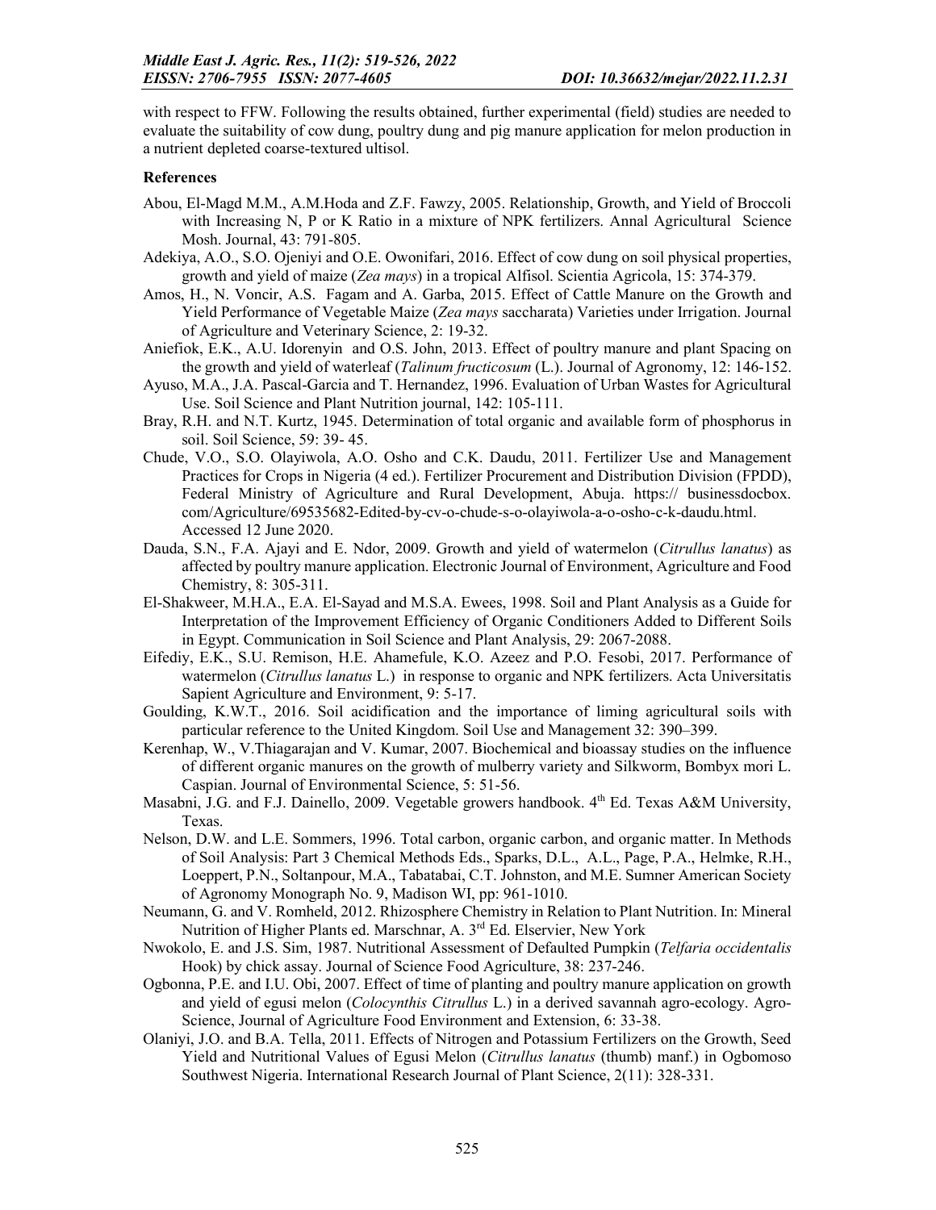with respect to FFW. Following the results obtained, further experimental (field) studies are needed to evaluate the suitability of cow dung, poultry dung and pig manure application for melon production in a nutrient depleted coarse-textured ultisol.

**References**

Abou, El-Magd M.M., A.M.Hoda and Z.F. Fawzy, 2005. Relationship, Growth, and Yield of Broccoli with Increasing N, P or K Ratio in a mixture of NPK fertilizers. Annal Agricultural Science Mosh. Journal, 43: 791-805.

Adekiya, A.O., S.O. Ojeniyi and O.E. Owonifari, 2016. Effect of cow dung on soil physical properties, growth and yield of maize (*Zea mays*) in a tropical Alfisol. Scientia Agricola, 15: 374-379.

Amos, H., N. Voncir, A.S. Fagam and A. Garba, 2015. Effect of Cattle Manure on the Growth and Yield Performance of Vegetable Maize (*Zea mays* saccharata) Varieties under Irrigation. Journal of Agriculture and Veterinary Science, 2: 19-32.

Aniefiok, E.K., A.U. Idorenyin and O.S. John, 2013. Effect of poultry manure and plant Spacing on the growth and yield of waterleaf (*Talinum fructicosum* (L.). Journal of Agronomy, 12: 146-152.

Ayuso, M.A., J.A. Pascal-Garcia and T. Hernandez, 1996. Evaluation of Urban Wastes for Agricultural Use. Soil Science and Plant Nutrition journal, 142: 105-111.

Bray, R.H. and N.T. Kurtz, 1945. Determination of total organic and available form of phosphorus in soil. Soil Science, 59: 39- 45.

Chude, V.O., S.O. Olayiwola, A.O. Osho and C.K. Daudu, 2011. Fertilizer Use and Management Practices for Crops in Nigeria (4 ed.). Fertilizer Procurement and Distribution Division (FPDD), Federal Ministry of Agriculture and Rural Development, Abuja. https:// businessdocbox. com/Agriculture/69535682-Edited-by-cv-o-chude-s-o-olayiwola-a-o-osho-c-k-daudu.html. Accessed 12 June 2020.

Dauda, S.N., F.A. Ajayi and E. Ndor, 2009. Growth and yield of watermelon (*Citrullus lanatus*) as affected by poultry manure application. Electronic Journal of Environment, Agriculture and Food Chemistry, 8: 305-311.

El-Shakweer, M.H.A., E.A. El-Sayad and M.S.A. Ewees, 1998. Soil and Plant Analysis as a Guide for Interpretation of the Improvement Efficiency of Organic Conditioners Added to Different Soils in Egypt. Communication in Soil Science and Plant Analysis, 29: 2067-2088.

Eifediy, E.K., S.U. Remison, H.E. Ahamefule, K.O. Azeez and P.O. Fesobi, 2017. Performance of watermelon (*Citrullus lanatus* L.) in response to organic and NPK fertilizers. Acta Universitatis Sapient Agriculture and Environment, 9: 5-17.

Goulding, K.W.T., 2016. Soil acidification and the importance of liming agricultural soils with particular reference to the United Kingdom. Soil Use and Management 32: 390–399.

Kerenhap, W., V.Thiagarajan and V. Kumar, 2007. Biochemical and bioassay studies on the influence of different organic manures on the growth of mulberry variety and Silkworm, Bombyx mori L. Caspian. Journal of Environmental Science, 5: 51-56.

Masabni, J.G. and F.J. Dainello, 2009. Vegetable growers handbook. 4th Ed. Texas A&M University, Texas.

Nelson, D.W. and L.E. Sommers, 1996. Total carbon, organic carbon, and organic matter. In Methods of Soil Analysis: Part 3 Chemical Methods Eds., Sparks, D.L., A.L., Page, P.A., Helmke, R.H., Loeppert, P.N., Soltanpour, M.A., Tabatabai, C.T. Johnston, and M.E. Sumner American Society of Agronomy Monograph No. 9, Madison WI, pp: 961-1010.

Neumann, G. and V. Romheld, 2012. Rhizosphere Chemistry in Relation to Plant Nutrition. In: Mineral Nutrition of Higher Plants ed. Marschnar, A. 3rd Ed. Elservier, New York

Nwokolo, E. and J.S. Sim, 1987. Nutritional Assessment of Defaulted Pumpkin (*Telfaria occidentalis* Hook) by chick assay. Journal of Science Food Agriculture, 38: 237-246.

Ogbonna, P.E. and I.U. Obi, 2007. Effect of time of planting and poultry manure application on growth and yield of egusi melon (*Colocynthis Citrullus* L.) in a derived savannah agro-ecology. Agro-Science, Journal of Agriculture Food Environment and Extension, 6: 33-38.

Olaniyi, J.O. and B.A. Tella, 2011. Effects of Nitrogen and Potassium Fertilizers on the Growth, Seed Yield and Nutritional Values of Egusi Melon (*Citrullus lanatus* (thumb) manf.) in Ogbomoso Southwest Nigeria. International Research Journal of Plant Science, 2(11): 328-331.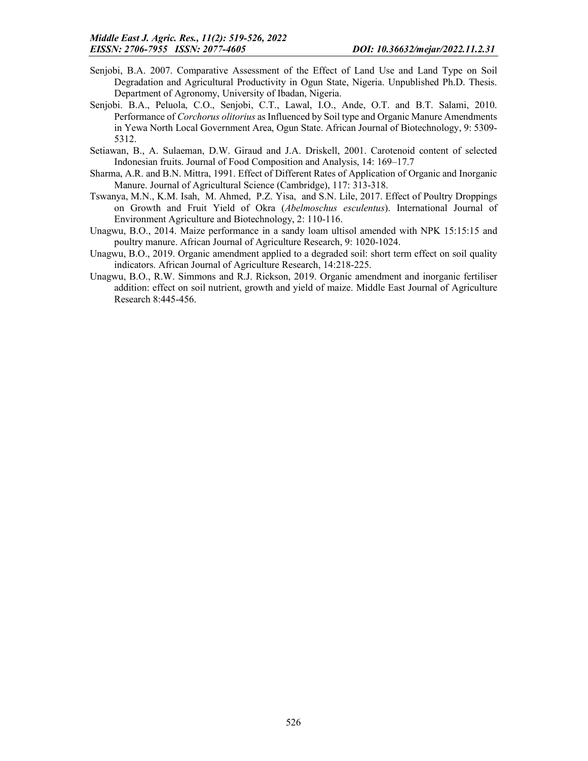Senjobi, B.A. 2007. Comparative Assessment of the Effect of Land Use and Land Type on Soil Degradation and Agricultural Productivity in Ogun State, Nigeria. Unpublished Ph.D. Thesis. Department of Agronomy, University of Ibadan, Nigeria.

Senjobi. B.A., Peluola, C.O., Senjobi, C.T., Lawal, I.O., Ande, O.T. and B.T. Salami, 2010. Performance of *Corchorus olitorius* as Influenced by Soil type and Organic Manure Amendments in Yewa North Local Government Area, Ogun State. African Journal of Biotechnology, 9: 5309-5312.

Setiawan, B., A. Sulaeman, D.W. Giraud and J.A. Driskell, 2001. Carotenoid content of selected Indonesian fruits. Journal of Food Composition and Analysis, 14: 169–17.7

Sharma, A.R. and B.N. Mittra, 1991. Effect of Different Rates of Application of Organic and Inorganic Manure. Journal of Agricultural Science (Cambridge), 117: 313-318.

Tswanya, M.N., K.M. Isah, M. Ahmed, P.Z. Yisa, and S.N. Lile, 2017. Effect of Poultry Droppings on Growth and Fruit Yield of Okra (*Abelmoschus esculentus*). International Journal of Environment Agriculture and Biotechnology, 2: 110-116.

Unagwu, B.O., 2014. Maize performance in a sandy loam ultisol amended with NPK 15:15:15 and poultry manure. African Journal of Agriculture Research, 9: 1020-1024.

Unagwu, B.O., 2019. Organic amendment applied to a degraded soil: short term effect on soil quality indicators. African Journal of Agriculture Research, 14:218-225.

Unagwu, B.O., R.W. Simmons and R.J. Rickson, 2019. Organic amendment and inorganic fertiliser addition: effect on soil nutrient, growth and yield of maize. Middle East Journal of Agriculture Research 8:445-456.